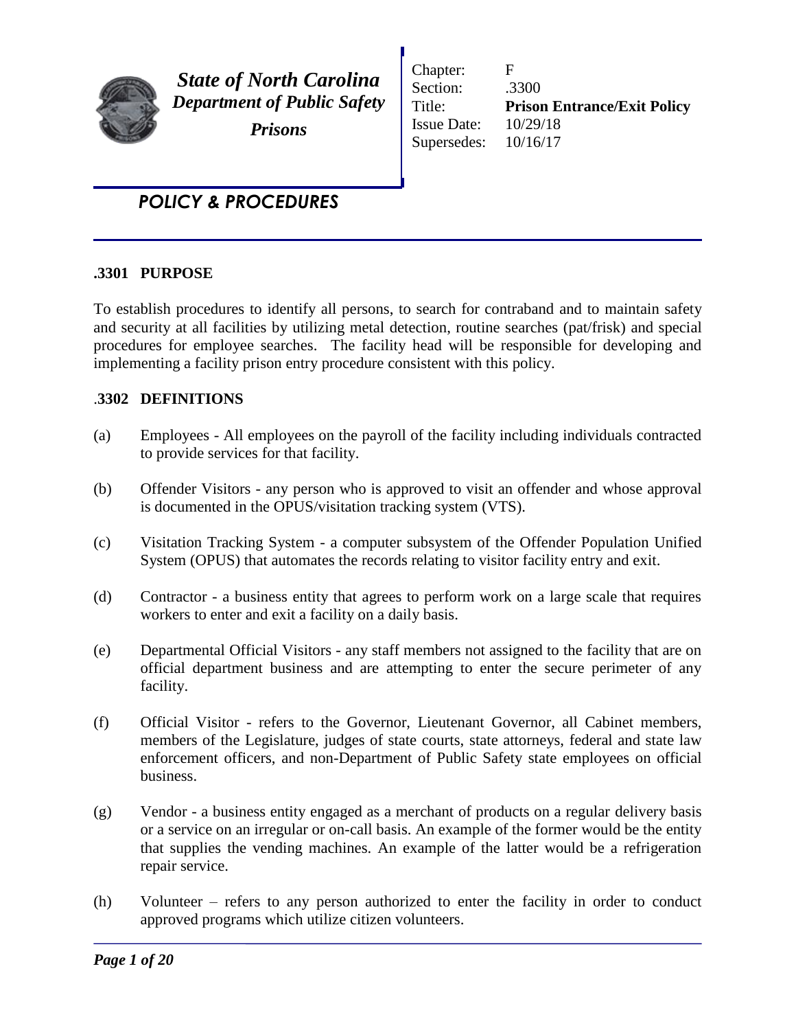**State of North Carolina**
***Department of Public Safety***
***Prisons***

| | |
|---|---|
| Chapter: | F |
| Section: | .3300 |
| Title: | **Prison Entrance/Exit Policy** |
| Issue Date: | 10/29/18 |
| Supersedes: | 10/16/17 |

***POLICY & PROCEDURES***

## .3301 PURPOSE

To establish procedures to identify all persons, to search for contraband and to maintain safety and security at all facilities by utilizing metal detection, routine searches (pat/frisk) and special procedures for employee searches. The facility head will be responsible for developing and implementing a facility prison entry procedure consistent with this policy.

## .3302 DEFINITIONS

(a) Employees - All employees on the payroll of the facility including individuals contracted to provide services for that facility.

(b) Offender Visitors - any person who is approved to visit an offender and whose approval is documented in the OPUS/visitation tracking system (VTS).

(c) Visitation Tracking System - a computer subsystem of the Offender Population Unified System (OPUS) that automates the records relating to visitor facility entry and exit.

(d) Contractor - a business entity that agrees to perform work on a large scale that requires workers to enter and exit a facility on a daily basis.

(e) Departmental Official Visitors - any staff members not assigned to the facility that are on official department business and are attempting to enter the secure perimeter of any facility.

(f) Official Visitor - refers to the Governor, Lieutenant Governor, all Cabinet members, members of the Legislature, judges of state courts, state attorneys, federal and state law enforcement officers, and non-Department of Public Safety state employees on official business.

(g) Vendor - a business entity engaged as a merchant of products on a regular delivery basis or a service on an irregular or on-call basis. An example of the former would be the entity that supplies the vending machines. An example of the latter would be a refrigeration repair service.

(h) Volunteer – refers to any person authorized to enter the facility in order to conduct approved programs which utilize citizen volunteers.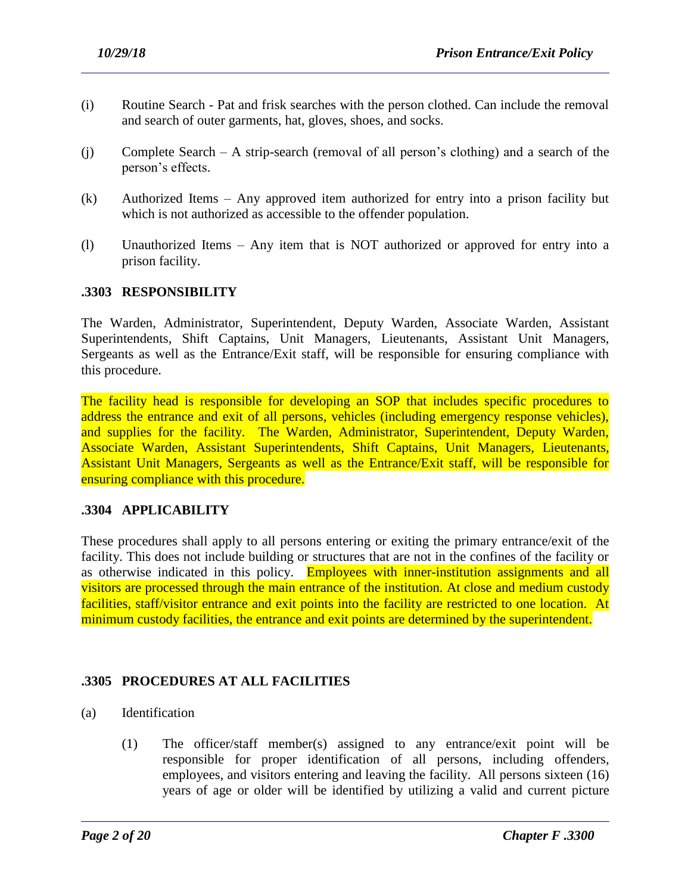(i) Routine Search - Pat and frisk searches with the person clothed. Can include the removal and search of outer garments, hat, gloves, shoes, and socks.

(j) Complete Search – A strip-search (removal of all person's clothing) and a search of the person's effects.

(k) Authorized Items – Any approved item authorized for entry into a prison facility but which is not authorized as accessible to the offender population.

(l) Unauthorized Items – Any item that is NOT authorized or approved for entry into a prison facility.

## .3303 RESPONSIBILITY

The Warden, Administrator, Superintendent, Deputy Warden, Associate Warden, Assistant Superintendents, Shift Captains, Unit Managers, Lieutenants, Assistant Unit Managers, Sergeants as well as the Entrance/Exit staff, will be responsible for ensuring compliance with this procedure.

The facility head is responsible for developing an SOP that includes specific procedures to address the entrance and exit of all persons, vehicles (including emergency response vehicles), and supplies for the facility. The Warden, Administrator, Superintendent, Deputy Warden, Associate Warden, Assistant Superintendents, Shift Captains, Unit Managers, Lieutenants, Assistant Unit Managers, Sergeants as well as the Entrance/Exit staff, will be responsible for ensuring compliance with this procedure.

## .3304 APPLICABILITY

These procedures shall apply to all persons entering or exiting the primary entrance/exit of the facility. This does not include building or structures that are not in the confines of the facility or as otherwise indicated in this policy. Employees with inner-institution assignments and all visitors are processed through the main entrance of the institution. At close and medium custody facilities, staff/visitor entrance and exit points into the facility are restricted to one location. At minimum custody facilities, the entrance and exit points are determined by the superintendent.

## .3305 PROCEDURES AT ALL FACILITIES

(a) Identification

(1) The officer/staff member(s) assigned to any entrance/exit point will be responsible for proper identification of all persons, including offenders, employees, and visitors entering and leaving the facility. All persons sixteen (16) years of age or older will be identified by utilizing a valid and current picture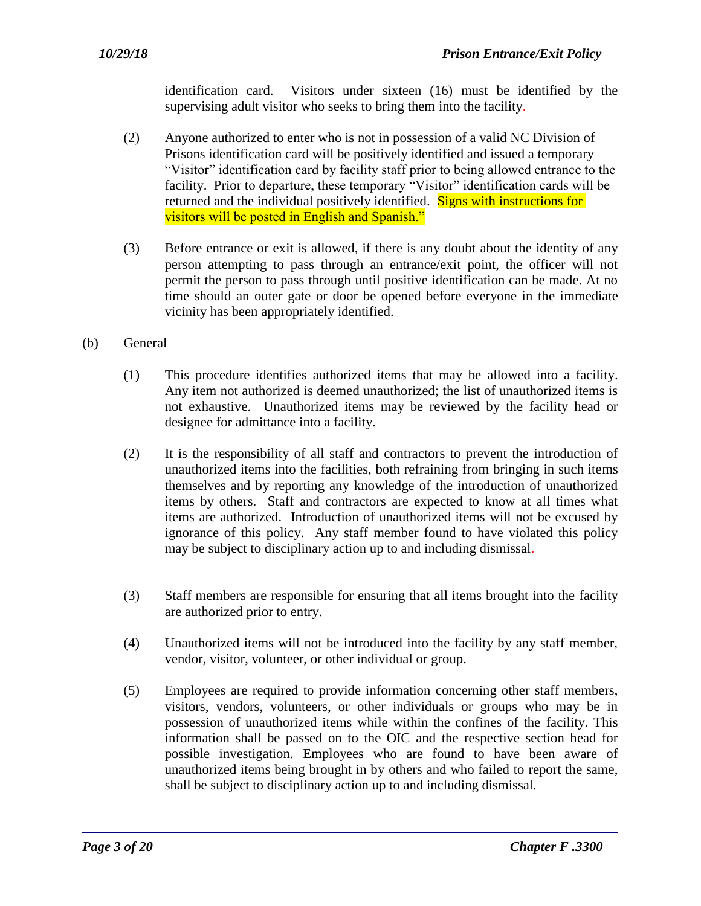identification card. Visitors under sixteen (16) must be identified by the supervising adult visitor who seeks to bring them into the facility.

(2) Anyone authorized to enter who is not in possession of a valid NC Division of Prisons identification card will be positively identified and issued a temporary "Visitor" identification card by facility staff prior to being allowed entrance to the facility. Prior to departure, these temporary "Visitor" identification cards will be returned and the individual positively identified. Signs with instructions for visitors will be posted in English and Spanish."

(3) Before entrance or exit is allowed, if there is any doubt about the identity of any person attempting to pass through an entrance/exit point, the officer will not permit the person to pass through until positive identification can be made. At no time should an outer gate or door be opened before everyone in the immediate vicinity has been appropriately identified.

(b) General

(1) This procedure identifies authorized items that may be allowed into a facility. Any item not authorized is deemed unauthorized; the list of unauthorized items is not exhaustive. Unauthorized items may be reviewed by the facility head or designee for admittance into a facility.

(2) It is the responsibility of all staff and contractors to prevent the introduction of unauthorized items into the facilities, both refraining from bringing in such items themselves and by reporting any knowledge of the introduction of unauthorized items by others. Staff and contractors are expected to know at all times what items are authorized. Introduction of unauthorized items will not be excused by ignorance of this policy. Any staff member found to have violated this policy may be subject to disciplinary action up to and including dismissal.

(3) Staff members are responsible for ensuring that all items brought into the facility are authorized prior to entry.

(4) Unauthorized items will not be introduced into the facility by any staff member, vendor, visitor, volunteer, or other individual or group.

(5) Employees are required to provide information concerning other staff members, visitors, vendors, volunteers, or other individuals or groups who may be in possession of unauthorized items while within the confines of the facility. This information shall be passed on to the OIC and the respective section head for possible investigation. Employees who are found to have been aware of unauthorized items being brought in by others and who failed to report the same, shall be subject to disciplinary action up to and including dismissal.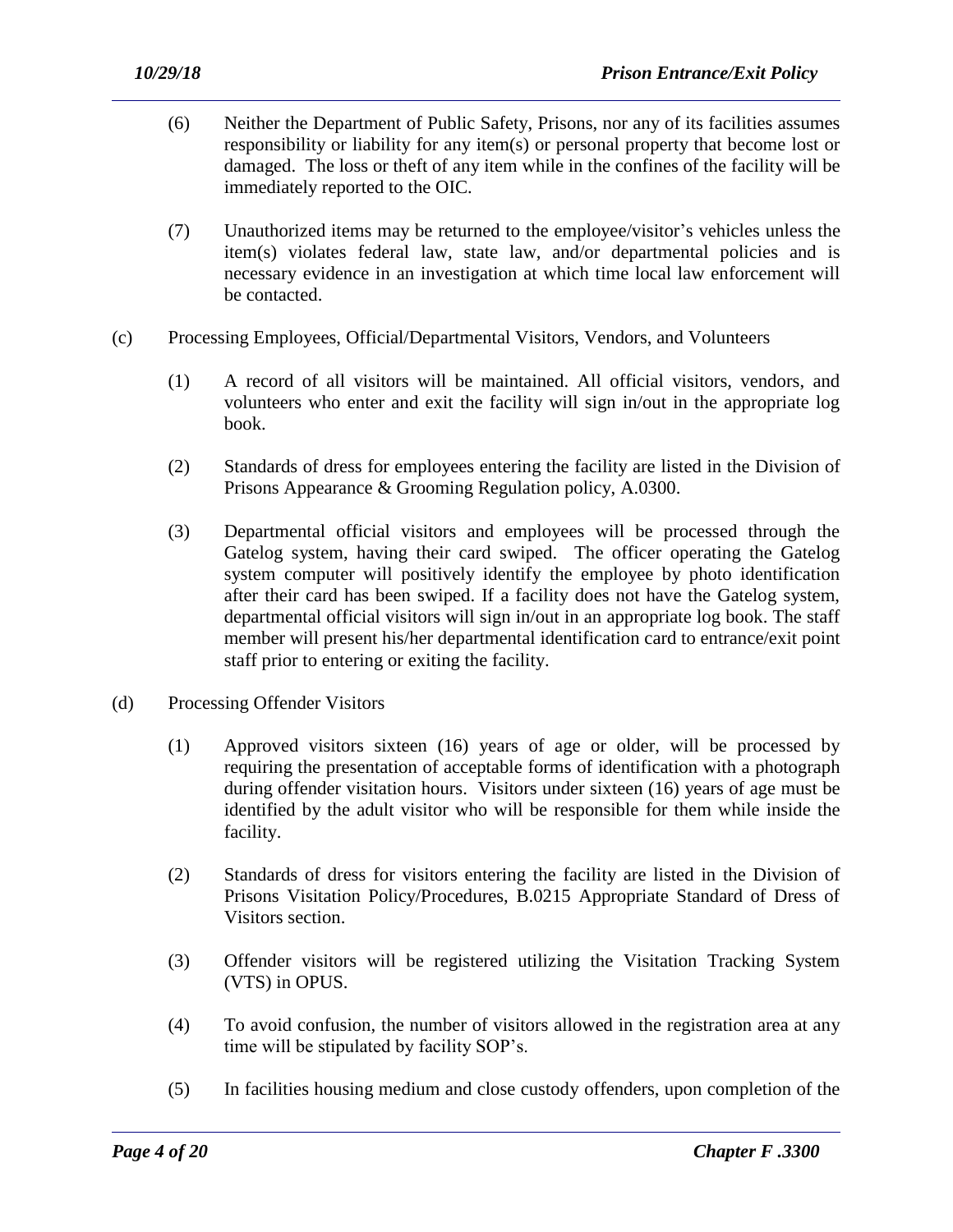(6) Neither the Department of Public Safety, Prisons, nor any of its facilities assumes responsibility or liability for any item(s) or personal property that become lost or damaged. The loss or theft of any item while in the confines of the facility will be immediately reported to the OIC.

(7) Unauthorized items may be returned to the employee/visitor's vehicles unless the item(s) violates federal law, state law, and/or departmental policies and is necessary evidence in an investigation at which time local law enforcement will be contacted.

(c) Processing Employees, Official/Departmental Visitors, Vendors, and Volunteers

(1) A record of all visitors will be maintained. All official visitors, vendors, and volunteers who enter and exit the facility will sign in/out in the appropriate log book.

(2) Standards of dress for employees entering the facility are listed in the Division of Prisons Appearance & Grooming Regulation policy, A.0300.

(3) Departmental official visitors and employees will be processed through the Gatelog system, having their card swiped. The officer operating the Gatelog system computer will positively identify the employee by photo identification after their card has been swiped. If a facility does not have the Gatelog system, departmental official visitors will sign in/out in an appropriate log book. The staff member will present his/her departmental identification card to entrance/exit point staff prior to entering or exiting the facility.

(d) Processing Offender Visitors

(1) Approved visitors sixteen (16) years of age or older, will be processed by requiring the presentation of acceptable forms of identification with a photograph during offender visitation hours. Visitors under sixteen (16) years of age must be identified by the adult visitor who will be responsible for them while inside the facility.

(2) Standards of dress for visitors entering the facility are listed in the Division of Prisons Visitation Policy/Procedures, B.0215 Appropriate Standard of Dress of Visitors section.

(3) Offender visitors will be registered utilizing the Visitation Tracking System (VTS) in OPUS.

(4) To avoid confusion, the number of visitors allowed in the registration area at any time will be stipulated by facility SOP's.

(5) In facilities housing medium and close custody offenders, upon completion of the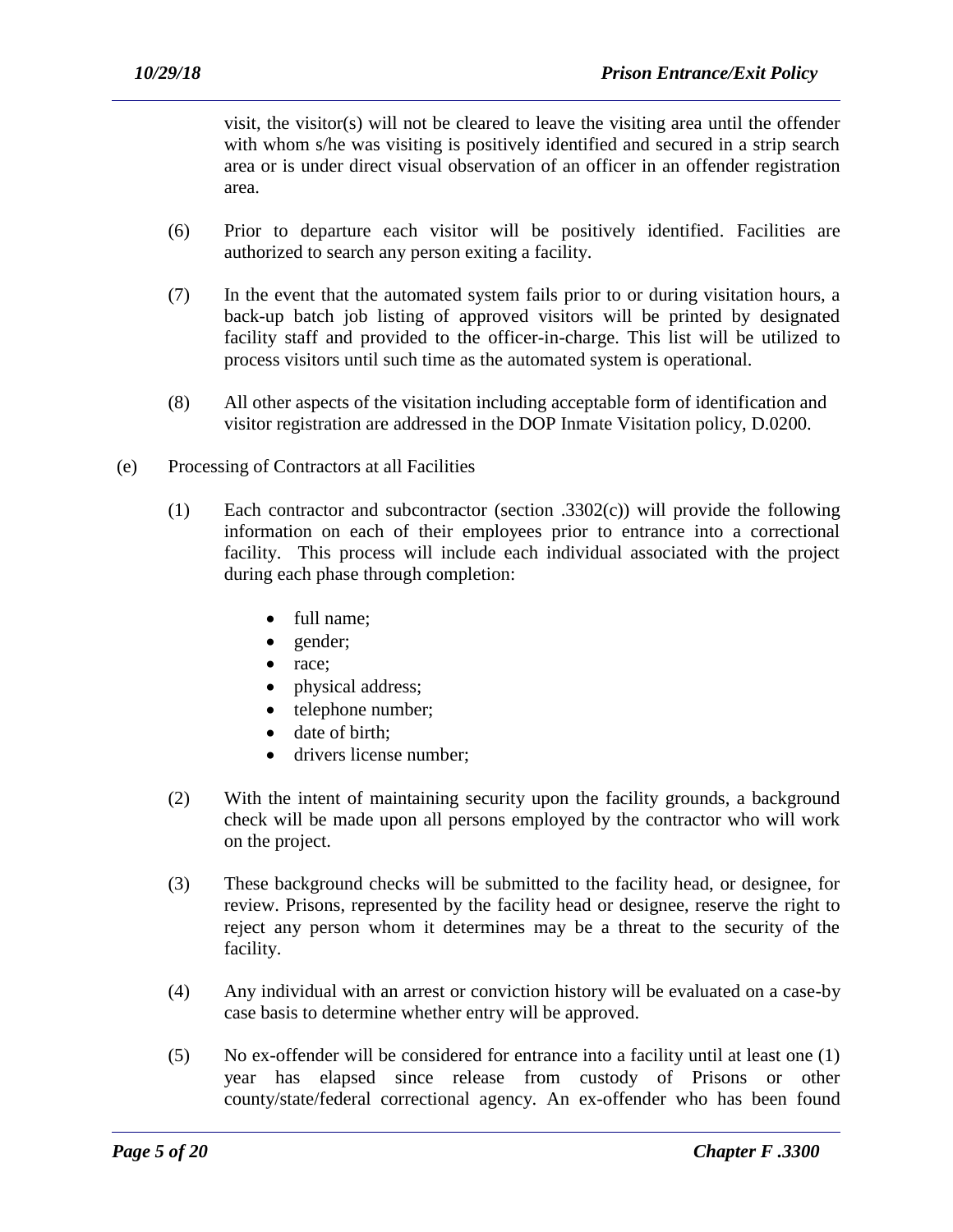visit, the visitor(s) will not be cleared to leave the visiting area until the offender with whom s/he was visiting is positively identified and secured in a strip search area or is under direct visual observation of an officer in an offender registration area.

(6) Prior to departure each visitor will be positively identified. Facilities are authorized to search any person exiting a facility.

(7) In the event that the automated system fails prior to or during visitation hours, a back-up batch job listing of approved visitors will be printed by designated facility staff and provided to the officer-in-charge. This list will be utilized to process visitors until such time as the automated system is operational.

(8) All other aspects of the visitation including acceptable form of identification and visitor registration are addressed in the DOP Inmate Visitation policy, D.0200.

(e) Processing of Contractors at all Facilities

(1) Each contractor and subcontractor (section .3302(c)) will provide the following information on each of their employees prior to entrance into a correctional facility. This process will include each individual associated with the project during each phase through completion:

- full name;
- gender;
- race;
- physical address;
- telephone number;
- date of birth;
- drivers license number;

(2) With the intent of maintaining security upon the facility grounds, a background check will be made upon all persons employed by the contractor who will work on the project.

(3) These background checks will be submitted to the facility head, or designee, for review. Prisons, represented by the facility head or designee, reserve the right to reject any person whom it determines may be a threat to the security of the facility.

(4) Any individual with an arrest or conviction history will be evaluated on a case-by case basis to determine whether entry will be approved.

(5) No ex-offender will be considered for entrance into a facility until at least one (1) year has elapsed since release from custody of Prisons or other county/state/federal correctional agency. An ex-offender who has been found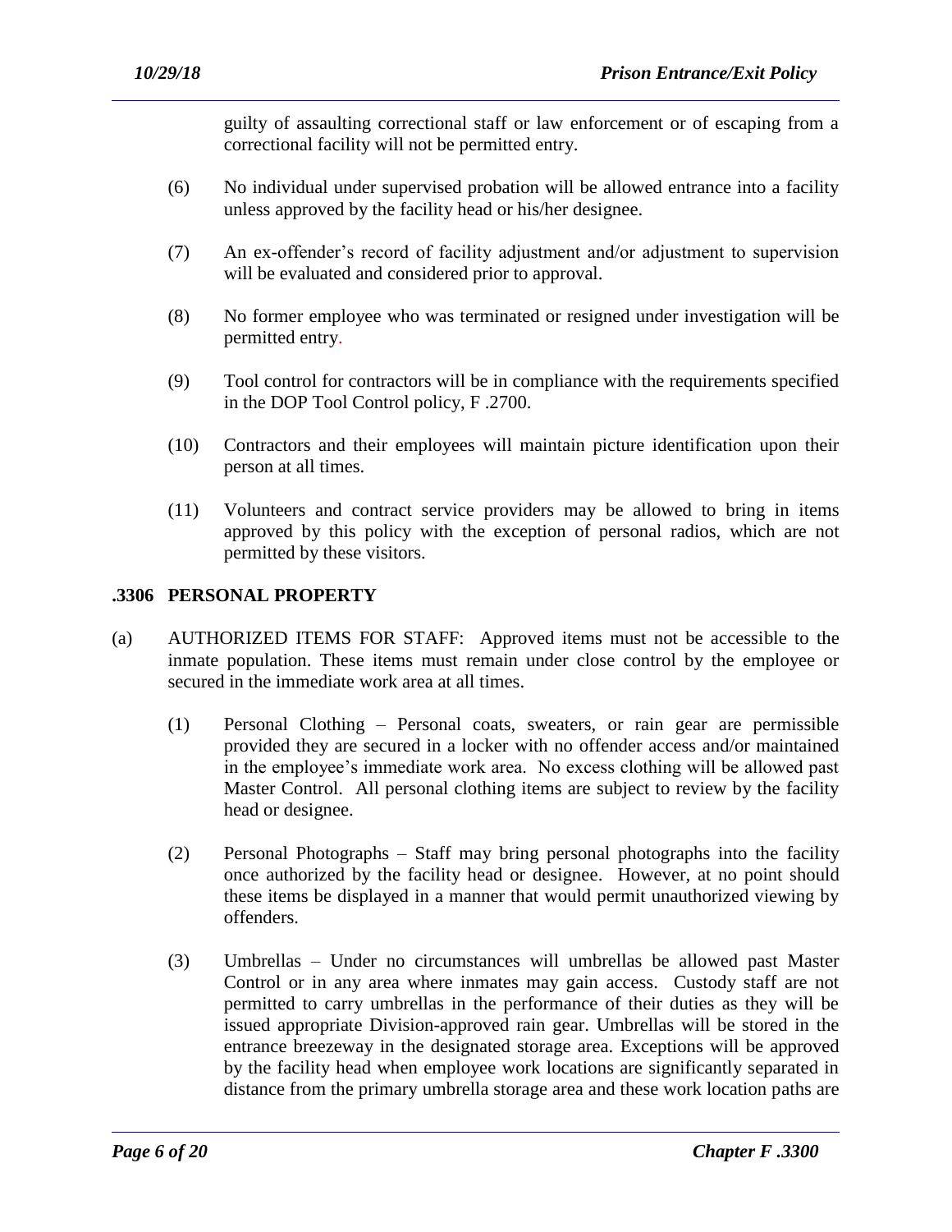guilty of assaulting correctional staff or law enforcement or of escaping from a correctional facility will not be permitted entry.

(6) No individual under supervised probation will be allowed entrance into a facility unless approved by the facility head or his/her designee.

(7) An ex-offender's record of facility adjustment and/or adjustment to supervision will be evaluated and considered prior to approval.

(8) No former employee who was terminated or resigned under investigation will be permitted entry.

(9) Tool control for contractors will be in compliance with the requirements specified in the DOP Tool Control policy, F .2700.

(10) Contractors and their employees will maintain picture identification upon their person at all times.

(11) Volunteers and contract service providers may be allowed to bring in items approved by this policy with the exception of personal radios, which are not permitted by these visitors.

## .3306 PERSONAL PROPERTY

(a) AUTHORIZED ITEMS FOR STAFF: Approved items must not be accessible to the inmate population. These items must remain under close control by the employee or secured in the immediate work area at all times.

(1) Personal Clothing – Personal coats, sweaters, or rain gear are permissible provided they are secured in a locker with no offender access and/or maintained in the employee's immediate work area. No excess clothing will be allowed past Master Control. All personal clothing items are subject to review by the facility head or designee.

(2) Personal Photographs – Staff may bring personal photographs into the facility once authorized by the facility head or designee. However, at no point should these items be displayed in a manner that would permit unauthorized viewing by offenders.

(3) Umbrellas – Under no circumstances will umbrellas be allowed past Master Control or in any area where inmates may gain access. Custody staff are not permitted to carry umbrellas in the performance of their duties as they will be issued appropriate Division-approved rain gear. Umbrellas will be stored in the entrance breezeway in the designated storage area. Exceptions will be approved by the facility head when employee work locations are significantly separated in distance from the primary umbrella storage area and these work location paths are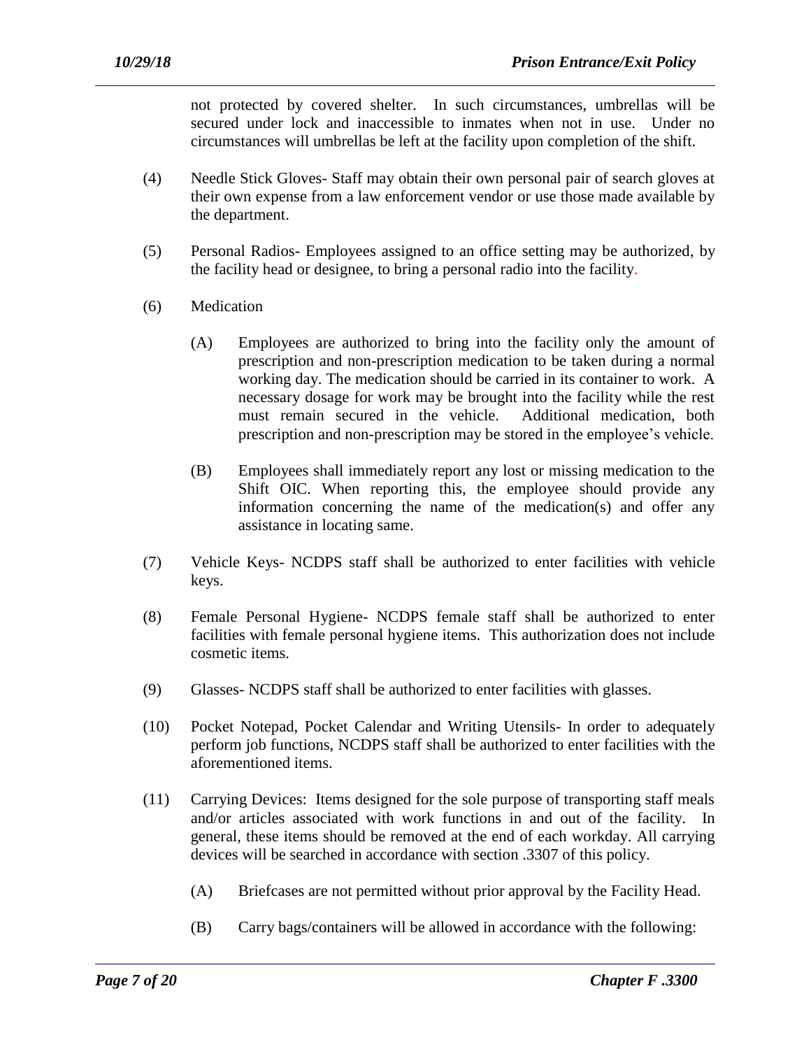not protected by covered shelter. In such circumstances, umbrellas will be secured under lock and inaccessible to inmates when not in use. Under no circumstances will umbrellas be left at the facility upon completion of the shift.

(4) Needle Stick Gloves- Staff may obtain their own personal pair of search gloves at their own expense from a law enforcement vendor or use those made available by the department.

(5) Personal Radios- Employees assigned to an office setting may be authorized, by the facility head or designee, to bring a personal radio into the facility.

(6) Medication

(A) Employees are authorized to bring into the facility only the amount of prescription and non-prescription medication to be taken during a normal working day. The medication should be carried in its container to work. A necessary dosage for work may be brought into the facility while the rest must remain secured in the vehicle. Additional medication, both prescription and non-prescription may be stored in the employee's vehicle.

(B) Employees shall immediately report any lost or missing medication to the Shift OIC. When reporting this, the employee should provide any information concerning the name of the medication(s) and offer any assistance in locating same.

(7) Vehicle Keys- NCDPS staff shall be authorized to enter facilities with vehicle keys.

(8) Female Personal Hygiene- NCDPS female staff shall be authorized to enter facilities with female personal hygiene items. This authorization does not include cosmetic items.

(9) Glasses- NCDPS staff shall be authorized to enter facilities with glasses.

(10) Pocket Notepad, Pocket Calendar and Writing Utensils- In order to adequately perform job functions, NCDPS staff shall be authorized to enter facilities with the aforementioned items.

(11) Carrying Devices: Items designed for the sole purpose of transporting staff meals and/or articles associated with work functions in and out of the facility. In general, these items should be removed at the end of each workday. All carrying devices will be searched in accordance with section .3307 of this policy.

(A) Briefcases are not permitted without prior approval by the Facility Head.

(B) Carry bags/containers will be allowed in accordance with the following: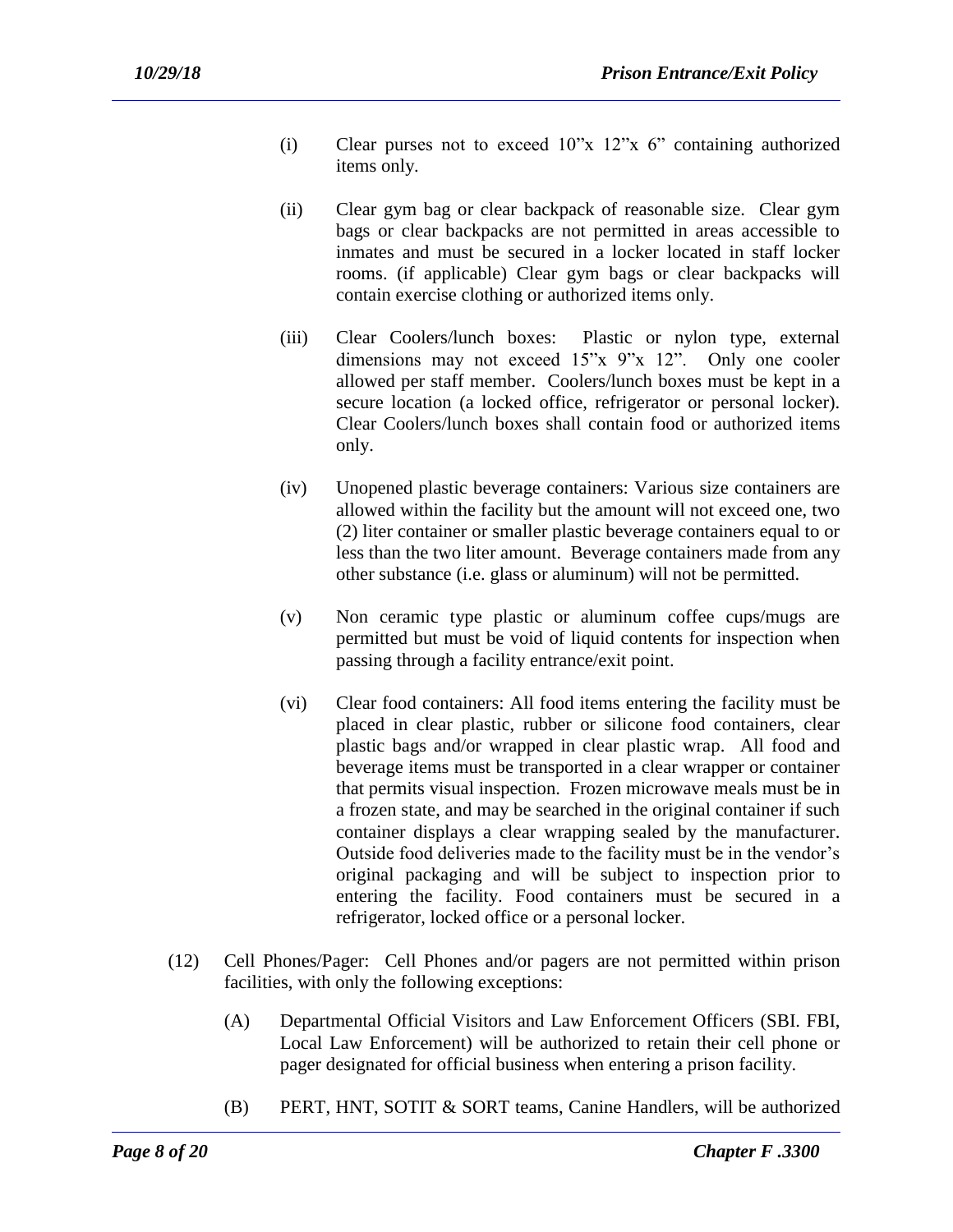(i) Clear purses not to exceed 10"x 12"x 6" containing authorized items only.

(ii) Clear gym bag or clear backpack of reasonable size. Clear gym bags or clear backpacks are not permitted in areas accessible to inmates and must be secured in a locker located in staff locker rooms. (if applicable) Clear gym bags or clear backpacks will contain exercise clothing or authorized items only.

(iii) Clear Coolers/lunch boxes: Plastic or nylon type, external dimensions may not exceed 15"x 9"x 12". Only one cooler allowed per staff member. Coolers/lunch boxes must be kept in a secure location (a locked office, refrigerator or personal locker). Clear Coolers/lunch boxes shall contain food or authorized items only.

(iv) Unopened plastic beverage containers: Various size containers are allowed within the facility but the amount will not exceed one, two (2) liter container or smaller plastic beverage containers equal to or less than the two liter amount. Beverage containers made from any other substance (i.e. glass or aluminum) will not be permitted.

(v) Non ceramic type plastic or aluminum coffee cups/mugs are permitted but must be void of liquid contents for inspection when passing through a facility entrance/exit point.

(vi) Clear food containers: All food items entering the facility must be placed in clear plastic, rubber or silicone food containers, clear plastic bags and/or wrapped in clear plastic wrap. All food and beverage items must be transported in a clear wrapper or container that permits visual inspection. Frozen microwave meals must be in a frozen state, and may be searched in the original container if such container displays a clear wrapping sealed by the manufacturer. Outside food deliveries made to the facility must be in the vendor's original packaging and will be subject to inspection prior to entering the facility. Food containers must be secured in a refrigerator, locked office or a personal locker.

(12) Cell Phones/Pager: Cell Phones and/or pagers are not permitted within prison facilities, with only the following exceptions:

(A) Departmental Official Visitors and Law Enforcement Officers (SBI. FBI, Local Law Enforcement) will be authorized to retain their cell phone or pager designated for official business when entering a prison facility.

(B) PERT, HNT, SOTIT & SORT teams, Canine Handlers, will be authorized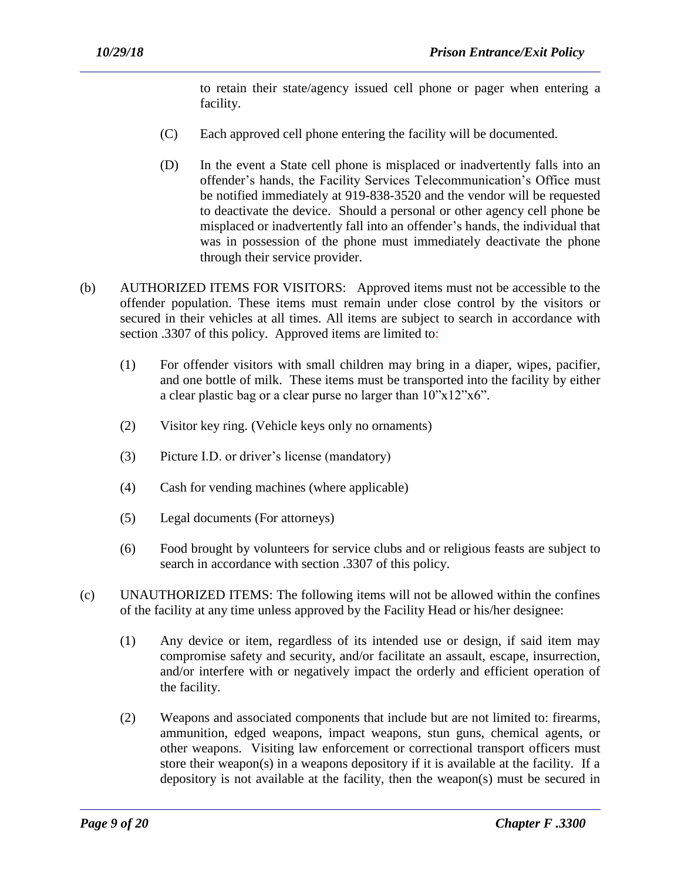to retain their state/agency issued cell phone or pager when entering a facility.

(C) Each approved cell phone entering the facility will be documented.

(D) In the event a State cell phone is misplaced or inadvertently falls into an offender's hands, the Facility Services Telecommunication's Office must be notified immediately at 919-838-3520 and the vendor will be requested to deactivate the device. Should a personal or other agency cell phone be misplaced or inadvertently fall into an offender's hands, the individual that was in possession of the phone must immediately deactivate the phone through their service provider.

(b) AUTHORIZED ITEMS FOR VISITORS: Approved items must not be accessible to the offender population. These items must remain under close control by the visitors or secured in their vehicles at all times. All items are subject to search in accordance with section .3307 of this policy. Approved items are limited to:

(1) For offender visitors with small children may bring in a diaper, wipes, pacifier, and one bottle of milk. These items must be transported into the facility by either a clear plastic bag or a clear purse no larger than 10"x12"x6".

(2) Visitor key ring. (Vehicle keys only no ornaments)

(3) Picture I.D. or driver's license (mandatory)

(4) Cash for vending machines (where applicable)

(5) Legal documents (For attorneys)

(6) Food brought by volunteers for service clubs and or religious feasts are subject to search in accordance with section .3307 of this policy.

(c) UNAUTHORIZED ITEMS: The following items will not be allowed within the confines of the facility at any time unless approved by the Facility Head or his/her designee:

(1) Any device or item, regardless of its intended use or design, if said item may compromise safety and security, and/or facilitate an assault, escape, insurrection, and/or interfere with or negatively impact the orderly and efficient operation of the facility.

(2) Weapons and associated components that include but are not limited to: firearms, ammunition, edged weapons, impact weapons, stun guns, chemical agents, or other weapons. Visiting law enforcement or correctional transport officers must store their weapon(s) in a weapons depository if it is available at the facility. If a depository is not available at the facility, then the weapon(s) must be secured in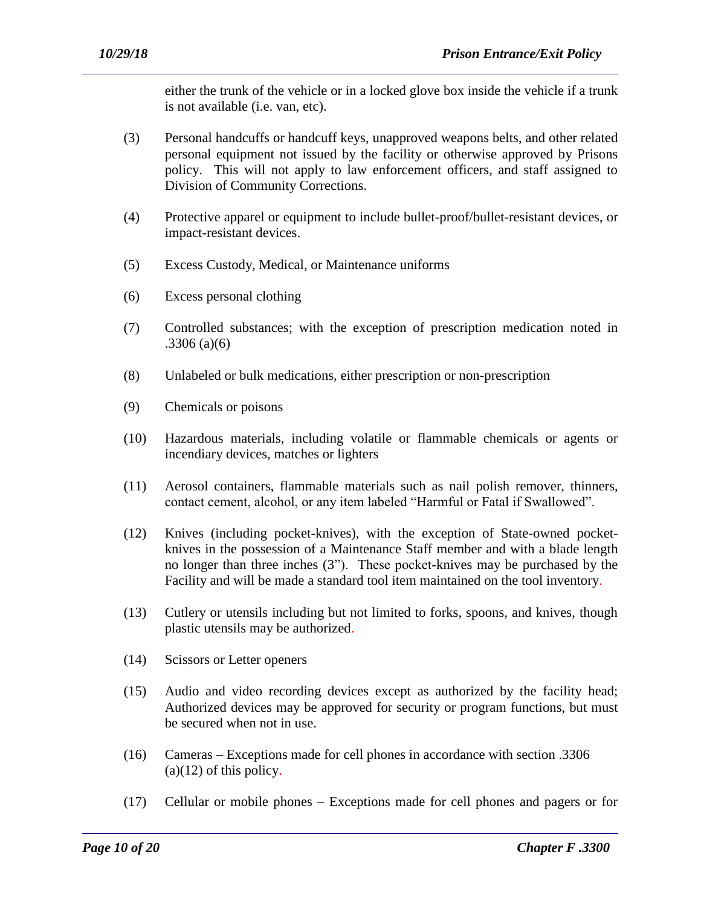either the trunk of the vehicle or in a locked glove box inside the vehicle if a trunk is not available (i.e. van, etc).

(3) Personal handcuffs or handcuff keys, unapproved weapons belts, and other related personal equipment not issued by the facility or otherwise approved by Prisons policy. This will not apply to law enforcement officers, and staff assigned to Division of Community Corrections.

(4) Protective apparel or equipment to include bullet-proof/bullet-resistant devices, or impact-resistant devices.

(5) Excess Custody, Medical, or Maintenance uniforms

(6) Excess personal clothing

(7) Controlled substances; with the exception of prescription medication noted in .3306 (a)(6)

(8) Unlabeled or bulk medications, either prescription or non-prescription

(9) Chemicals or poisons

(10) Hazardous materials, including volatile or flammable chemicals or agents or incendiary devices, matches or lighters

(11) Aerosol containers, flammable materials such as nail polish remover, thinners, contact cement, alcohol, or any item labeled "Harmful or Fatal if Swallowed".

(12) Knives (including pocket-knives), with the exception of State-owned pocket-knives in the possession of a Maintenance Staff member and with a blade length no longer than three inches (3"). These pocket-knives may be purchased by the Facility and will be made a standard tool item maintained on the tool inventory.

(13) Cutlery or utensils including but not limited to forks, spoons, and knives, though plastic utensils may be authorized.

(14) Scissors or Letter openers

(15) Audio and video recording devices except as authorized by the facility head; Authorized devices may be approved for security or program functions, but must be secured when not in use.

(16) Cameras – Exceptions made for cell phones in accordance with section .3306 (a)(12) of this policy.

(17) Cellular or mobile phones – Exceptions made for cell phones and pagers or for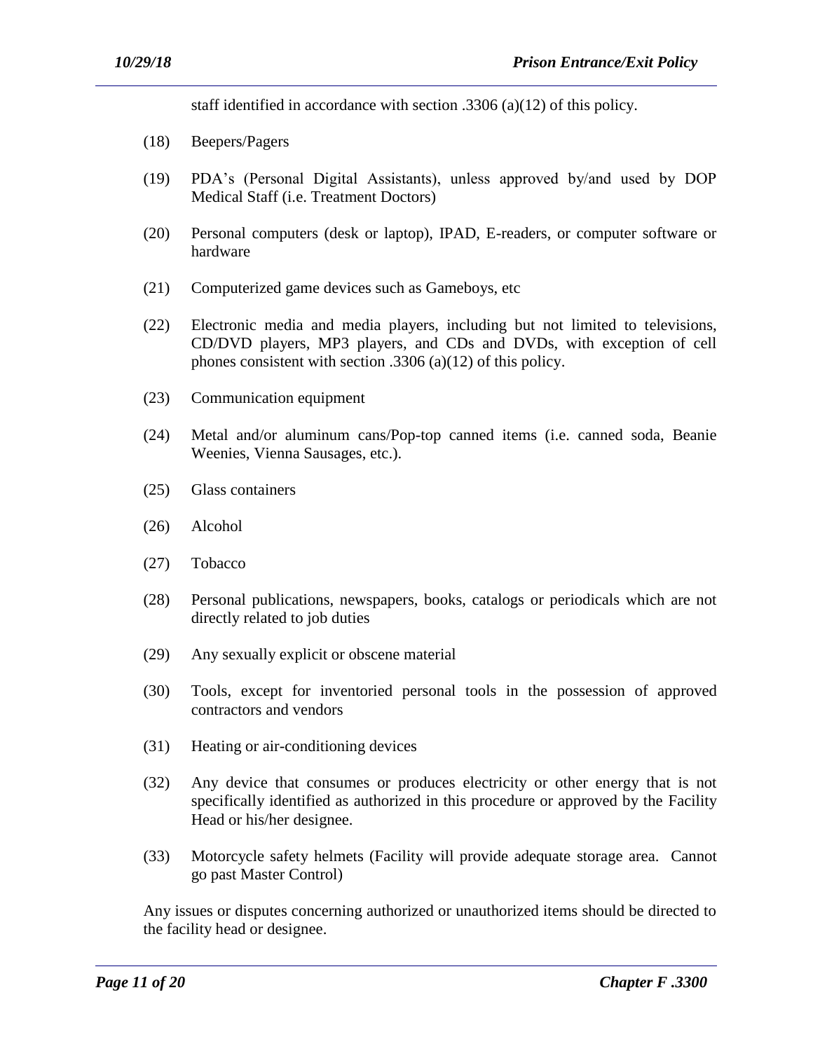staff identified in accordance with section .3306 (a)(12) of this policy.

(18) Beepers/Pagers

(19) PDA's (Personal Digital Assistants), unless approved by/and used by DOP Medical Staff (i.e. Treatment Doctors)

(20) Personal computers (desk or laptop), IPAD, E-readers, or computer software or hardware

(21) Computerized game devices such as Gameboys, etc

(22) Electronic media and media players, including but not limited to televisions, CD/DVD players, MP3 players, and CDs and DVDs, with exception of cell phones consistent with section .3306 (a)(12) of this policy.

(23) Communication equipment

(24) Metal and/or aluminum cans/Pop-top canned items (i.e. canned soda, Beanie Weenies, Vienna Sausages, etc.).

(25) Glass containers

(26) Alcohol

(27) Tobacco

(28) Personal publications, newspapers, books, catalogs or periodicals which are not directly related to job duties

(29) Any sexually explicit or obscene material

(30) Tools, except for inventoried personal tools in the possession of approved contractors and vendors

(31) Heating or air-conditioning devices

(32) Any device that consumes or produces electricity or other energy that is not specifically identified as authorized in this procedure or approved by the Facility Head or his/her designee.

(33) Motorcycle safety helmets (Facility will provide adequate storage area. Cannot go past Master Control)

Any issues or disputes concerning authorized or unauthorized items should be directed to the facility head or designee.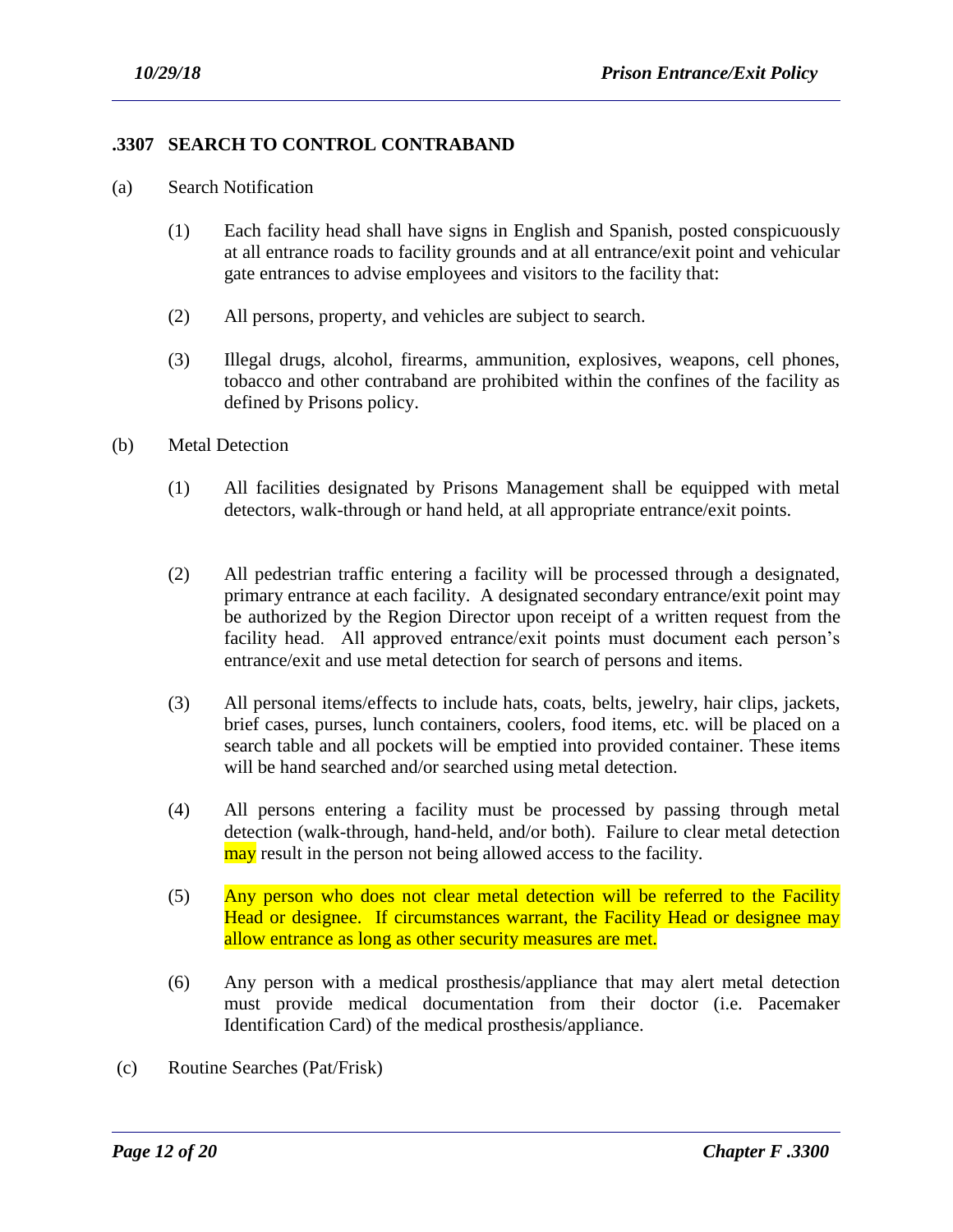## .3307 SEARCH TO CONTROL CONTRABAND

(a) Search Notification

(1) Each facility head shall have signs in English and Spanish, posted conspicuously at all entrance roads to facility grounds and at all entrance/exit point and vehicular gate entrances to advise employees and visitors to the facility that:

(2) All persons, property, and vehicles are subject to search.

(3) Illegal drugs, alcohol, firearms, ammunition, explosives, weapons, cell phones, tobacco and other contraband are prohibited within the confines of the facility as defined by Prisons policy.

(b) Metal Detection

(1) All facilities designated by Prisons Management shall be equipped with metal detectors, walk-through or hand held, at all appropriate entrance/exit points.

(2) All pedestrian traffic entering a facility will be processed through a designated, primary entrance at each facility. A designated secondary entrance/exit point may be authorized by the Region Director upon receipt of a written request from the facility head. All approved entrance/exit points must document each person's entrance/exit and use metal detection for search of persons and items.

(3) All personal items/effects to include hats, coats, belts, jewelry, hair clips, jackets, brief cases, purses, lunch containers, coolers, food items, etc. will be placed on a search table and all pockets will be emptied into provided container. These items will be hand searched and/or searched using metal detection.

(4) All persons entering a facility must be processed by passing through metal detection (walk-through, hand-held, and/or both). Failure to clear metal detection may result in the person not being allowed access to the facility.

(5) Any person who does not clear metal detection will be referred to the Facility Head or designee. If circumstances warrant, the Facility Head or designee may allow entrance as long as other security measures are met.

(6) Any person with a medical prosthesis/appliance that may alert metal detection must provide medical documentation from their doctor (i.e. Pacemaker Identification Card) of the medical prosthesis/appliance.

(c) Routine Searches (Pat/Frisk)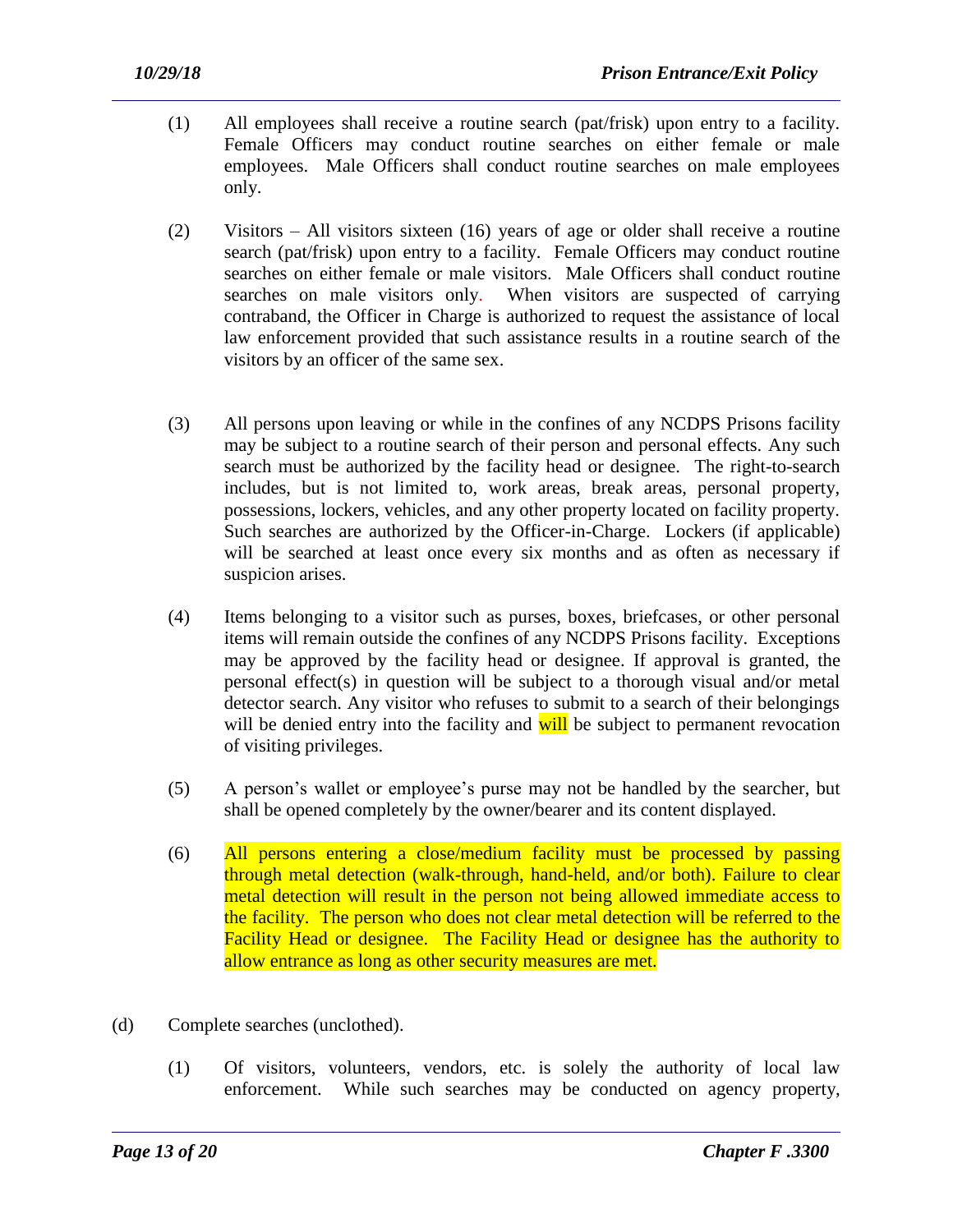(1) All employees shall receive a routine search (pat/frisk) upon entry to a facility. Female Officers may conduct routine searches on either female or male employees. Male Officers shall conduct routine searches on male employees only.

(2) Visitors – All visitors sixteen (16) years of age or older shall receive a routine search (pat/frisk) upon entry to a facility. Female Officers may conduct routine searches on either female or male visitors. Male Officers shall conduct routine searches on male visitors only. When visitors are suspected of carrying contraband, the Officer in Charge is authorized to request the assistance of local law enforcement provided that such assistance results in a routine search of the visitors by an officer of the same sex.

(3) All persons upon leaving or while in the confines of any NCDPS Prisons facility may be subject to a routine search of their person and personal effects. Any such search must be authorized by the facility head or designee. The right-to-search includes, but is not limited to, work areas, break areas, personal property, possessions, lockers, vehicles, and any other property located on facility property. Such searches are authorized by the Officer-in-Charge. Lockers (if applicable) will be searched at least once every six months and as often as necessary if suspicion arises.

(4) Items belonging to a visitor such as purses, boxes, briefcases, or other personal items will remain outside the confines of any NCDPS Prisons facility. Exceptions may be approved by the facility head or designee. If approval is granted, the personal effect(s) in question will be subject to a thorough visual and/or metal detector search. Any visitor who refuses to submit to a search of their belongings will be denied entry into the facility and will be subject to permanent revocation of visiting privileges.

(5) A person's wallet or employee's purse may not be handled by the searcher, but shall be opened completely by the owner/bearer and its content displayed.

(6) All persons entering a close/medium facility must be processed by passing through metal detection (walk-through, hand-held, and/or both). Failure to clear metal detection will result in the person not being allowed immediate access to the facility. The person who does not clear metal detection will be referred to the Facility Head or designee. The Facility Head or designee has the authority to allow entrance as long as other security measures are met.

(d) Complete searches (unclothed).

(1) Of visitors, volunteers, vendors, etc. is solely the authority of local law enforcement. While such searches may be conducted on agency property,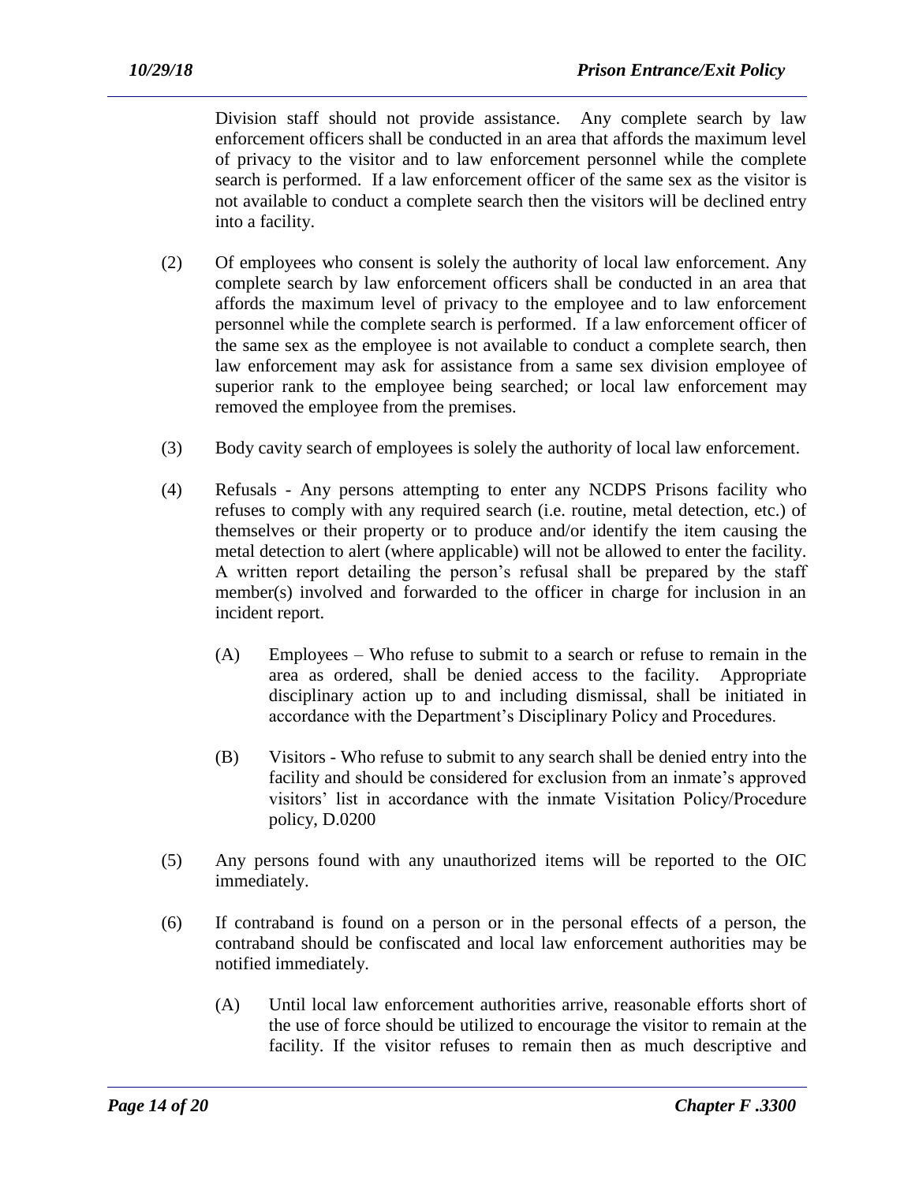Division staff should not provide assistance. Any complete search by law enforcement officers shall be conducted in an area that affords the maximum level of privacy to the visitor and to law enforcement personnel while the complete search is performed. If a law enforcement officer of the same sex as the visitor is not available to conduct a complete search then the visitors will be declined entry into a facility.

(2) Of employees who consent is solely the authority of local law enforcement. Any complete search by law enforcement officers shall be conducted in an area that affords the maximum level of privacy to the employee and to law enforcement personnel while the complete search is performed. If a law enforcement officer of the same sex as the employee is not available to conduct a complete search, then law enforcement may ask for assistance from a same sex division employee of superior rank to the employee being searched; or local law enforcement may removed the employee from the premises.

(3) Body cavity search of employees is solely the authority of local law enforcement.

(4) Refusals - Any persons attempting to enter any NCDPS Prisons facility who refuses to comply with any required search (i.e. routine, metal detection, etc.) of themselves or their property or to produce and/or identify the item causing the metal detection to alert (where applicable) will not be allowed to enter the facility. A written report detailing the person's refusal shall be prepared by the staff member(s) involved and forwarded to the officer in charge for inclusion in an incident report.

(A) Employees – Who refuse to submit to a search or refuse to remain in the area as ordered, shall be denied access to the facility. Appropriate disciplinary action up to and including dismissal, shall be initiated in accordance with the Department's Disciplinary Policy and Procedures.

(B) Visitors - Who refuse to submit to any search shall be denied entry into the facility and should be considered for exclusion from an inmate's approved visitors' list in accordance with the inmate Visitation Policy/Procedure policy, D.0200

(5) Any persons found with any unauthorized items will be reported to the OIC immediately.

(6) If contraband is found on a person or in the personal effects of a person, the contraband should be confiscated and local law enforcement authorities may be notified immediately.

(A) Until local law enforcement authorities arrive, reasonable efforts short of the use of force should be utilized to encourage the visitor to remain at the facility. If the visitor refuses to remain then as much descriptive and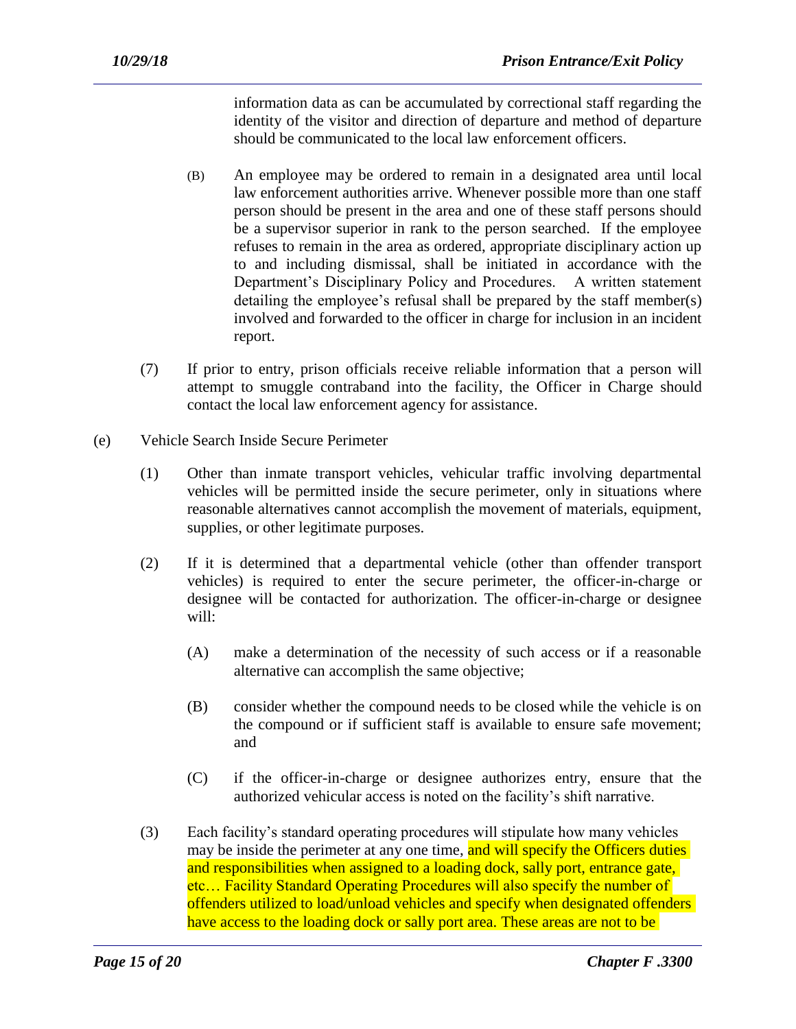information data as can be accumulated by correctional staff regarding the identity of the visitor and direction of departure and method of departure should be communicated to the local law enforcement officers.

(B) An employee may be ordered to remain in a designated area until local law enforcement authorities arrive. Whenever possible more than one staff person should be present in the area and one of these staff persons should be a supervisor superior in rank to the person searched. If the employee refuses to remain in the area as ordered, appropriate disciplinary action up to and including dismissal, shall be initiated in accordance with the Department's Disciplinary Policy and Procedures. A written statement detailing the employee's refusal shall be prepared by the staff member(s) involved and forwarded to the officer in charge for inclusion in an incident report.

(7) If prior to entry, prison officials receive reliable information that a person will attempt to smuggle contraband into the facility, the Officer in Charge should contact the local law enforcement agency for assistance.

(e) Vehicle Search Inside Secure Perimeter

(1) Other than inmate transport vehicles, vehicular traffic involving departmental vehicles will be permitted inside the secure perimeter, only in situations where reasonable alternatives cannot accomplish the movement of materials, equipment, supplies, or other legitimate purposes.

(2) If it is determined that a departmental vehicle (other than offender transport vehicles) is required to enter the secure perimeter, the officer-in-charge or designee will be contacted for authorization. The officer-in-charge or designee will:

(A) make a determination of the necessity of such access or if a reasonable alternative can accomplish the same objective;

(B) consider whether the compound needs to be closed while the vehicle is on the compound or if sufficient staff is available to ensure safe movement; and

(C) if the officer-in-charge or designee authorizes entry, ensure that the authorized vehicular access is noted on the facility's shift narrative.

(3) Each facility's standard operating procedures will stipulate how many vehicles may be inside the perimeter at any one time, and will specify the Officers duties and responsibilities when assigned to a loading dock, sally port, entrance gate, etc… Facility Standard Operating Procedures will also specify the number of offenders utilized to load/unload vehicles and specify when designated offenders have access to the loading dock or sally port area. These areas are not to be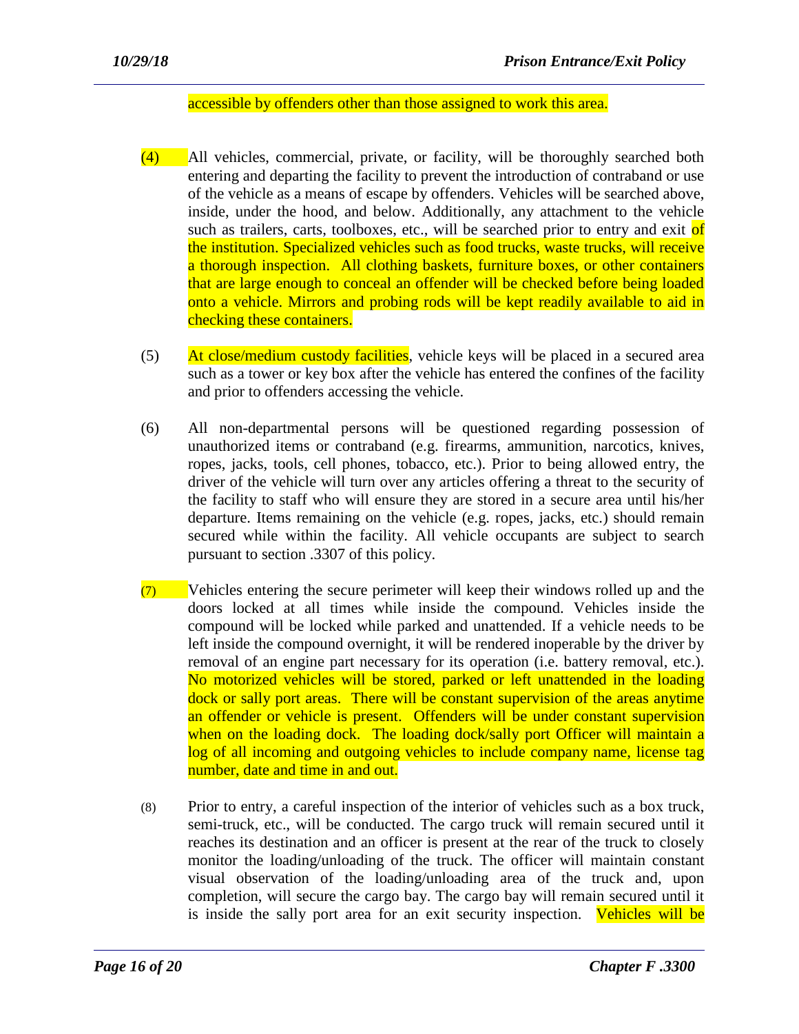accessible by offenders other than those assigned to work this area.

(4) All vehicles, commercial, private, or facility, will be thoroughly searched both entering and departing the facility to prevent the introduction of contraband or use of the vehicle as a means of escape by offenders. Vehicles will be searched above, inside, under the hood, and below. Additionally, any attachment to the vehicle such as trailers, carts, toolboxes, etc., will be searched prior to entry and exit of the institution. Specialized vehicles such as food trucks, waste trucks, will receive a thorough inspection. All clothing baskets, furniture boxes, or other containers that are large enough to conceal an offender will be checked before being loaded onto a vehicle. Mirrors and probing rods will be kept readily available to aid in checking these containers.

(5) At close/medium custody facilities, vehicle keys will be placed in a secured area such as a tower or key box after the vehicle has entered the confines of the facility and prior to offenders accessing the vehicle.

(6) All non-departmental persons will be questioned regarding possession of unauthorized items or contraband (e.g. firearms, ammunition, narcotics, knives, ropes, jacks, tools, cell phones, tobacco, etc.). Prior to being allowed entry, the driver of the vehicle will turn over any articles offering a threat to the security of the facility to staff who will ensure they are stored in a secure area until his/her departure. Items remaining on the vehicle (e.g. ropes, jacks, etc.) should remain secured while within the facility. All vehicle occupants are subject to search pursuant to section .3307 of this policy.

(7) Vehicles entering the secure perimeter will keep their windows rolled up and the doors locked at all times while inside the compound. Vehicles inside the compound will be locked while parked and unattended. If a vehicle needs to be left inside the compound overnight, it will be rendered inoperable by the driver by removal of an engine part necessary for its operation (i.e. battery removal, etc.). No motorized vehicles will be stored, parked or left unattended in the loading dock or sally port areas. There will be constant supervision of the areas anytime an offender or vehicle is present. Offenders will be under constant supervision when on the loading dock. The loading dock/sally port Officer will maintain a log of all incoming and outgoing vehicles to include company name, license tag number, date and time in and out.

(8) Prior to entry, a careful inspection of the interior of vehicles such as a box truck, semi-truck, etc., will be conducted. The cargo truck will remain secured until it reaches its destination and an officer is present at the rear of the truck to closely monitor the loading/unloading of the truck. The officer will maintain constant visual observation of the loading/unloading area of the truck and, upon completion, will secure the cargo bay. The cargo bay will remain secured until it is inside the sally port area for an exit security inspection. Vehicles will be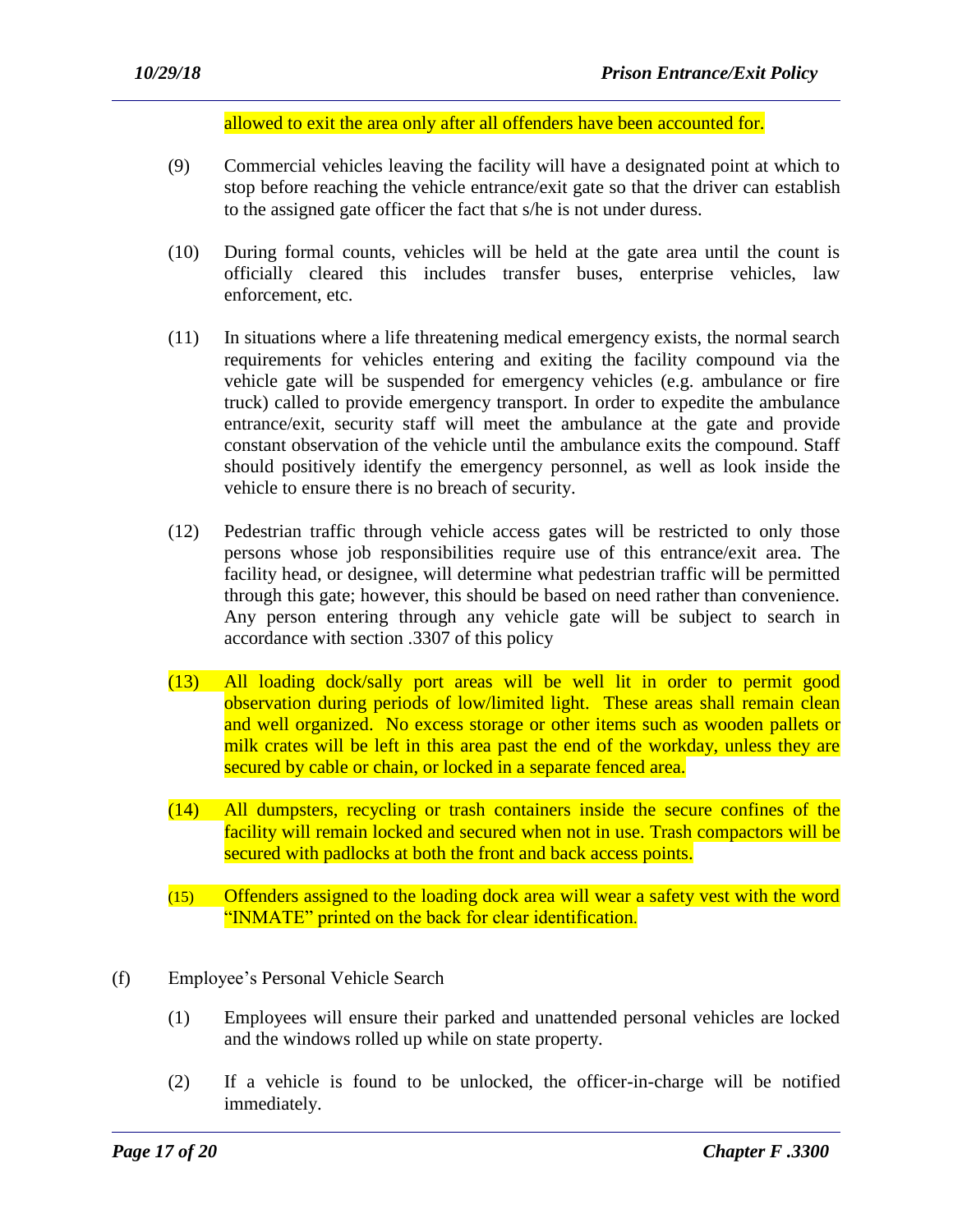allowed to exit the area only after all offenders have been accounted for.

(9) Commercial vehicles leaving the facility will have a designated point at which to stop before reaching the vehicle entrance/exit gate so that the driver can establish to the assigned gate officer the fact that s/he is not under duress.

(10) During formal counts, vehicles will be held at the gate area until the count is officially cleared this includes transfer buses, enterprise vehicles, law enforcement, etc.

(11) In situations where a life threatening medical emergency exists, the normal search requirements for vehicles entering and exiting the facility compound via the vehicle gate will be suspended for emergency vehicles (e.g. ambulance or fire truck) called to provide emergency transport. In order to expedite the ambulance entrance/exit, security staff will meet the ambulance at the gate and provide constant observation of the vehicle until the ambulance exits the compound. Staff should positively identify the emergency personnel, as well as look inside the vehicle to ensure there is no breach of security.

(12) Pedestrian traffic through vehicle access gates will be restricted to only those persons whose job responsibilities require use of this entrance/exit area. The facility head, or designee, will determine what pedestrian traffic will be permitted through this gate; however, this should be based on need rather than convenience. Any person entering through any vehicle gate will be subject to search in accordance with section .3307 of this policy

(13) All loading dock/sally port areas will be well lit in order to permit good observation during periods of low/limited light. These areas shall remain clean and well organized. No excess storage or other items such as wooden pallets or milk crates will be left in this area past the end of the workday, unless they are secured by cable or chain, or locked in a separate fenced area.

(14) All dumpsters, recycling or trash containers inside the secure confines of the facility will remain locked and secured when not in use. Trash compactors will be secured with padlocks at both the front and back access points.

(15) Offenders assigned to the loading dock area will wear a safety vest with the word "INMATE" printed on the back for clear identification.

(f) Employee's Personal Vehicle Search

(1) Employees will ensure their parked and unattended personal vehicles are locked and the windows rolled up while on state property.

(2) If a vehicle is found to be unlocked, the officer-in-charge will be notified immediately.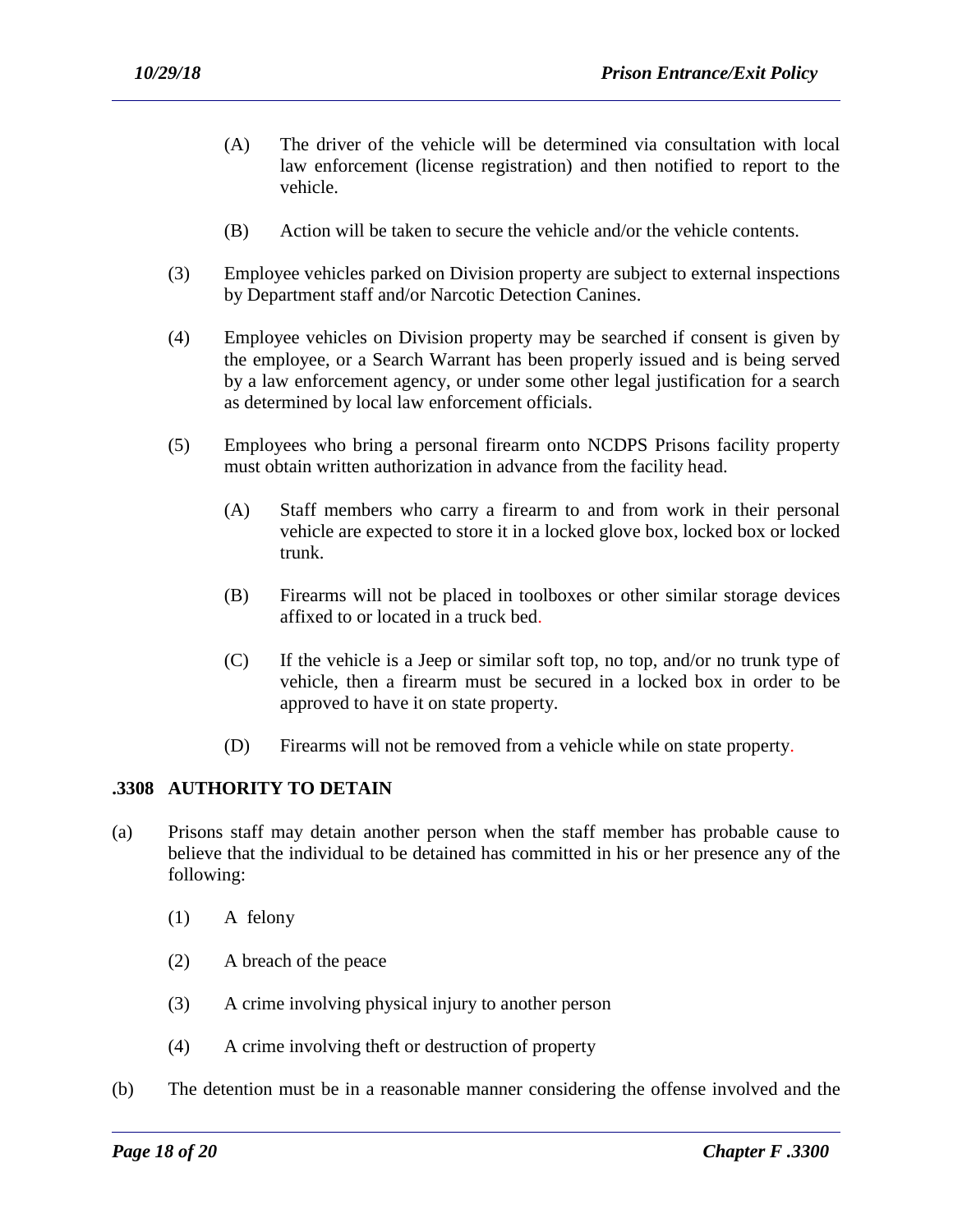(A) The driver of the vehicle will be determined via consultation with local law enforcement (license registration) and then notified to report to the vehicle.

(B) Action will be taken to secure the vehicle and/or the vehicle contents.

(3) Employee vehicles parked on Division property are subject to external inspections by Department staff and/or Narcotic Detection Canines.

(4) Employee vehicles on Division property may be searched if consent is given by the employee, or a Search Warrant has been properly issued and is being served by a law enforcement agency, or under some other legal justification for a search as determined by local law enforcement officials.

(5) Employees who bring a personal firearm onto NCDPS Prisons facility property must obtain written authorization in advance from the facility head.

(A) Staff members who carry a firearm to and from work in their personal vehicle are expected to store it in a locked glove box, locked box or locked trunk.

(B) Firearms will not be placed in toolboxes or other similar storage devices affixed to or located in a truck bed.

(C) If the vehicle is a Jeep or similar soft top, no top, and/or no trunk type of vehicle, then a firearm must be secured in a locked box in order to be approved to have it on state property.

(D) Firearms will not be removed from a vehicle while on state property.

## .3308 AUTHORITY TO DETAIN

(a) Prisons staff may detain another person when the staff member has probable cause to believe that the individual to be detained has committed in his or her presence any of the following:

(1) A felony

(2) A breach of the peace

(3) A crime involving physical injury to another person

(4) A crime involving theft or destruction of property

(b) The detention must be in a reasonable manner considering the offense involved and the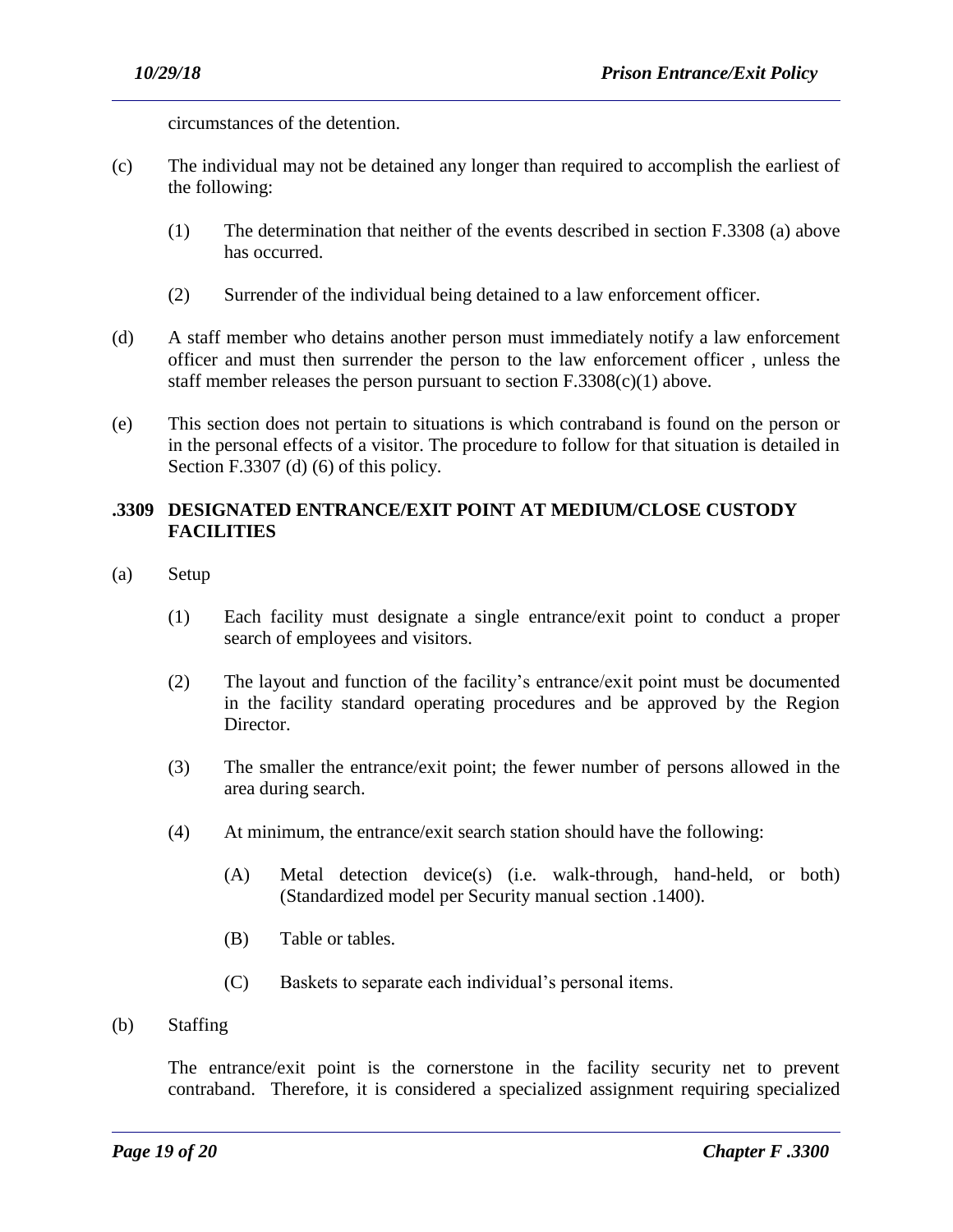circumstances of the detention.

(c) The individual may not be detained any longer than required to accomplish the earliest of the following:

  (1) The determination that neither of the events described in section F.3308 (a) above has occurred.

  (2) Surrender of the individual being detained to a law enforcement officer.

(d) A staff member who detains another person must immediately notify a law enforcement officer and must then surrender the person to the law enforcement officer , unless the staff member releases the person pursuant to section F.3308(c)(1) above.

(e) This section does not pertain to situations is which contraband is found on the person or in the personal effects of a visitor. The procedure to follow for that situation is detailed in Section F.3307 (d) (6) of this policy.

### .3309 DESIGNATED ENTRANCE/EXIT POINT AT MEDIUM/CLOSE CUSTODY FACILITIES

(a) Setup

  (1) Each facility must designate a single entrance/exit point to conduct a proper search of employees and visitors.

  (2) The layout and function of the facility's entrance/exit point must be documented in the facility standard operating procedures and be approved by the Region Director.

  (3) The smaller the entrance/exit point; the fewer number of persons allowed in the area during search.

  (4) At minimum, the entrance/exit search station should have the following:

    (A) Metal detection device(s) (i.e. walk-through, hand-held, or both) (Standardized model per Security manual section .1400).

    (B) Table or tables.

    (C) Baskets to separate each individual's personal items.

(b) Staffing

The entrance/exit point is the cornerstone in the facility security net to prevent contraband. Therefore, it is considered a specialized assignment requiring specialized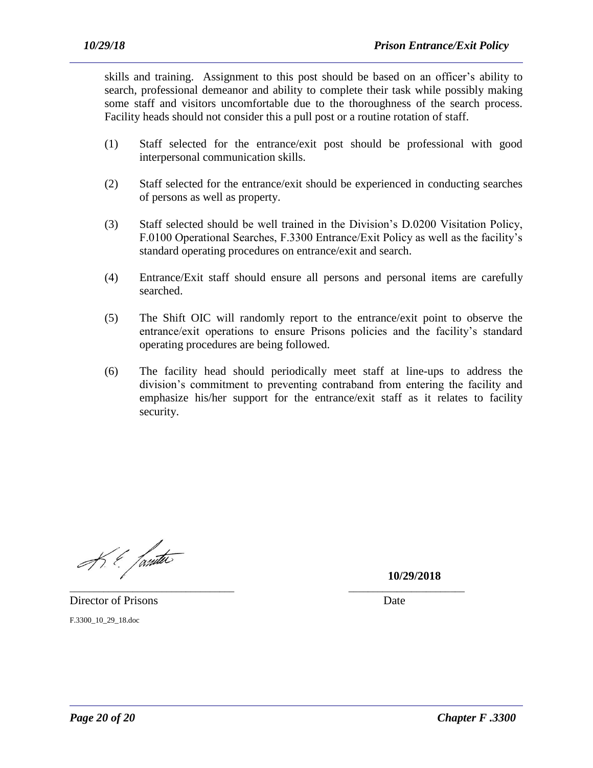skills and training. Assignment to this post should be based on an officer's ability to search, professional demeanor and ability to complete their task while possibly making some staff and visitors uncomfortable due to the thoroughness of the search process. Facility heads should not consider this a pull post or a routine rotation of staff.

(1) Staff selected for the entrance/exit post should be professional with good interpersonal communication skills.

(2) Staff selected for the entrance/exit should be experienced in conducting searches of persons as well as property.

(3) Staff selected should be well trained in the Division's D.0200 Visitation Policy, F.0100 Operational Searches, F.3300 Entrance/Exit Policy as well as the facility's standard operating procedures on entrance/exit and search.

(4) Entrance/Exit staff should ensure all persons and personal items are carefully searched.

(5) The Shift OIC will randomly report to the entrance/exit point to observe the entrance/exit operations to ensure Prisons policies and the facility's standard operating procedures are being followed.

(6) The facility head should periodically meet staff at line-ups to address the division's commitment to preventing contraband from entering the facility and emphasize his/her support for the entrance/exit staff as it relates to facility security.

**10/29/2018**

_______________________________ ______________________

Director of Prisons Date

F.3300_10_29_18.doc